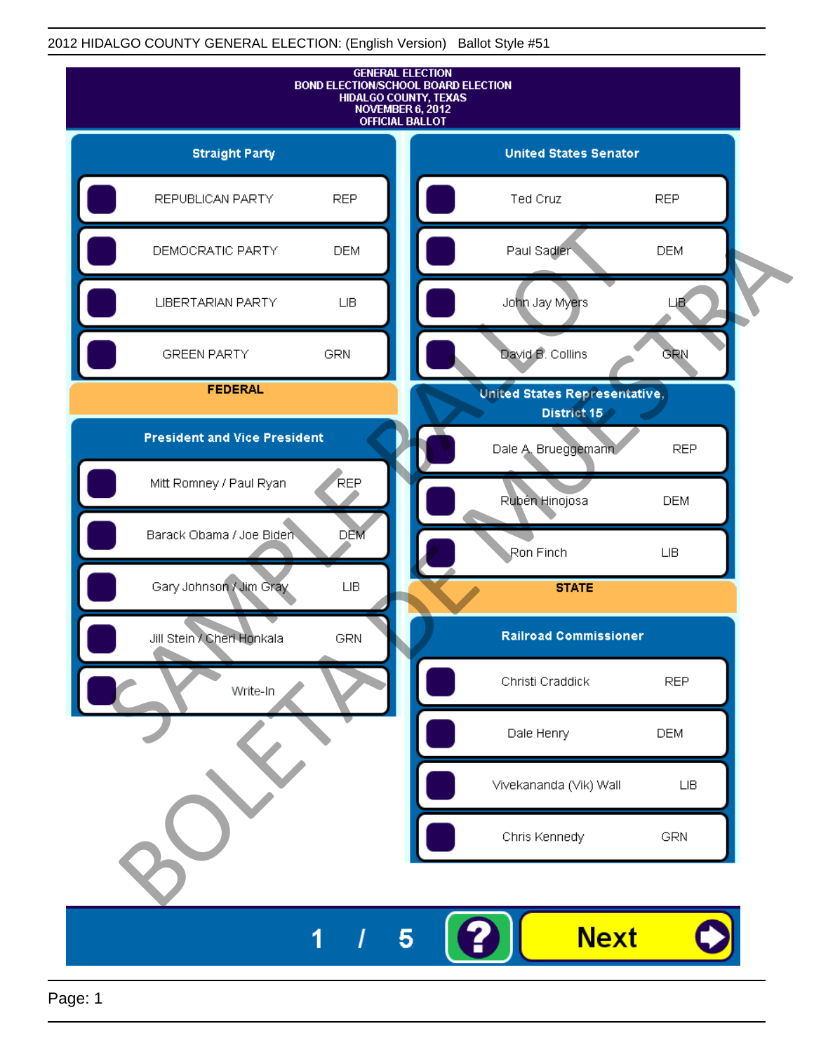2012 HIDALGO COUNTY GENERAL ELECTION: (English Version) Ballot Style #51

# GENERAL ELECTION
# BOND ELECTION/SCHOOL BOARD ELECTION
# HIDALGO COUNTY, TEXAS
# NOVEMBER 6, 2012
# OFFICIAL BALLOT

## Straight Party

| Candidate | Party |
|---|---|
| REPUBLICAN PARTY | REP |
| DEMOCRATIC PARTY | DEM |
| LIBERTARIAN PARTY | LIB |
| GREEN PARTY | GRN |

## FEDERAL

### President and Vice President

| Candidate | Party |
|---|---|
| Mitt Romney / Paul Ryan | REP |
| Barack Obama / Joe Biden | DEM |
| Gary Johnson / Jim Gray | LIB |
| Jill Stein / Cheri Honkala | GRN |
| Write-In | |

### United States Senator

| Candidate | Party |
|---|---|
| Ted Cruz | REP |
| Paul Sadler | DEM |
| John Jay Myers | LIB |
| David B. Collins | GRN |

### United States Representative, District 15

| Candidate | Party |
|---|---|
| Dale A. Brueggemann | REP |
| Rubén Hinojosa | DEM |
| Ron Finch | LIB |

## STATE

### Railroad Commissioner

| Candidate | Party |
|---|---|
| Christi Craddick | REP |
| Dale Henry | DEM |
| Vivekananda (Vik) Wall | LIB |
| Chris Kennedy | GRN |

SAMPLE BALLOT
BOLETA DE MUESTRA

1 / 5

Next

Page: 1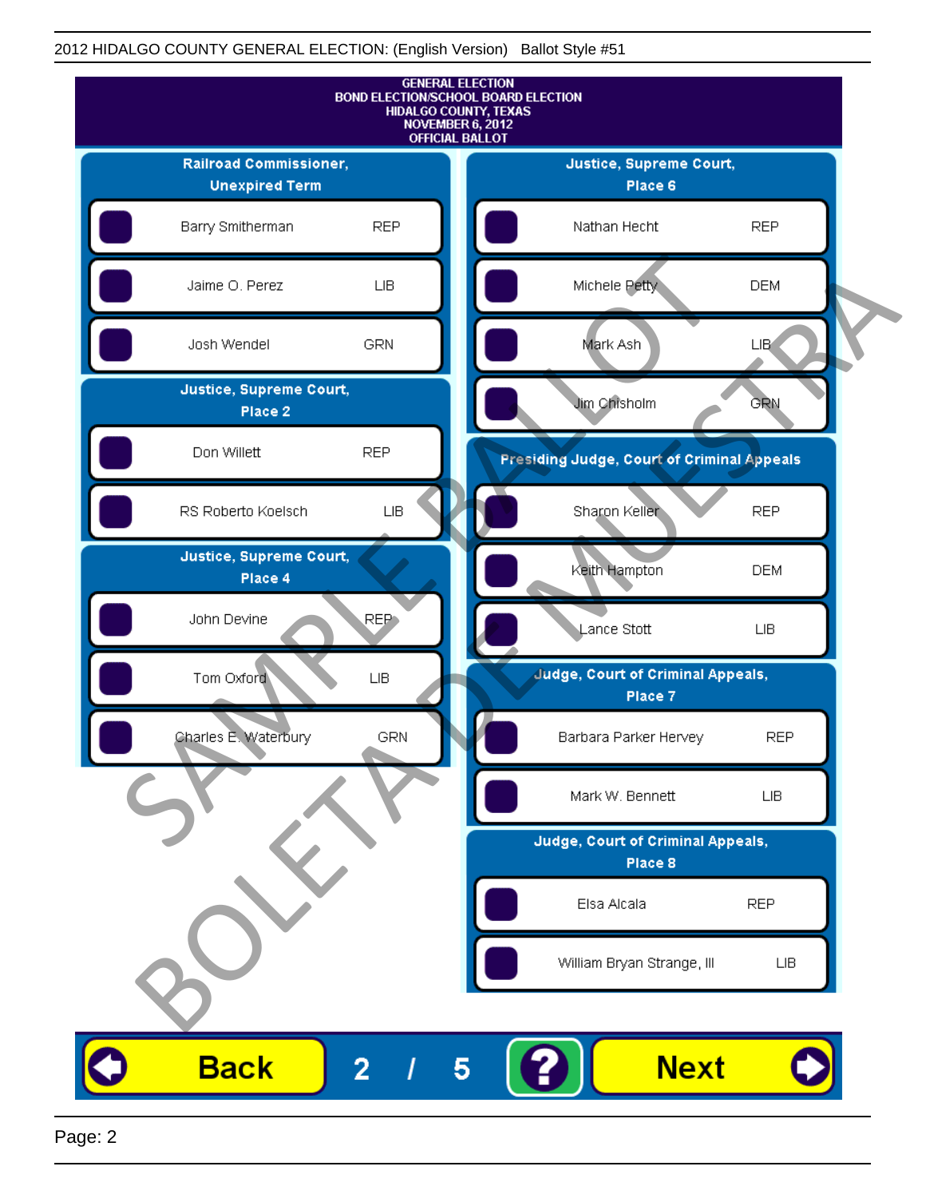GENERAL ELECTION
BOND ELECTION/SCHOOL BOARD ELECTION
HIDALGO COUNTY, TEXAS
NOVEMBER 6, 2012
OFFICIAL BALLOT

## Railroad Commissioner, Unexpired Term

| Candidate | Party |
| --- | --- |
| Barry Smitherman | REP |
| Jaime O. Perez | LIB |
| Josh Wendel | GRN |

## Justice, Supreme Court, Place 2

| Candidate | Party |
| --- | --- |
| Don Willett | REP |
| RS Roberto Koelsch | LIB |

## Justice, Supreme Court, Place 4

| Candidate | Party |
| --- | --- |
| John Devine | REP |
| Tom Oxford | LIB |
| Charles E. Waterbury | GRN |

## Justice, Supreme Court, Place 6

| Candidate | Party |
| --- | --- |
| Nathan Hecht | REP |
| Michele Petty | DEM |
| Mark Ash | LIB |
| Jim Chisholm | GRN |

## Presiding Judge, Court of Criminal Appeals

| Candidate | Party |
| --- | --- |
| Sharon Keller | REP |
| Keith Hampton | DEM |
| Lance Stott | LIB |

## Judge, Court of Criminal Appeals, Place 7

| Candidate | Party |
| --- | --- |
| Barbara Parker Hervey | REP |
| Mark W. Bennett | LIB |

## Judge, Court of Criminal Appeals, Place 8

| Candidate | Party |
| --- | --- |
| Elsa Alcala | REP |
| William Bryan Strange, III | LIB |

SAMPLE BALLOT
BOLETA DE MUESTRA

Back 2 / 5 ? Next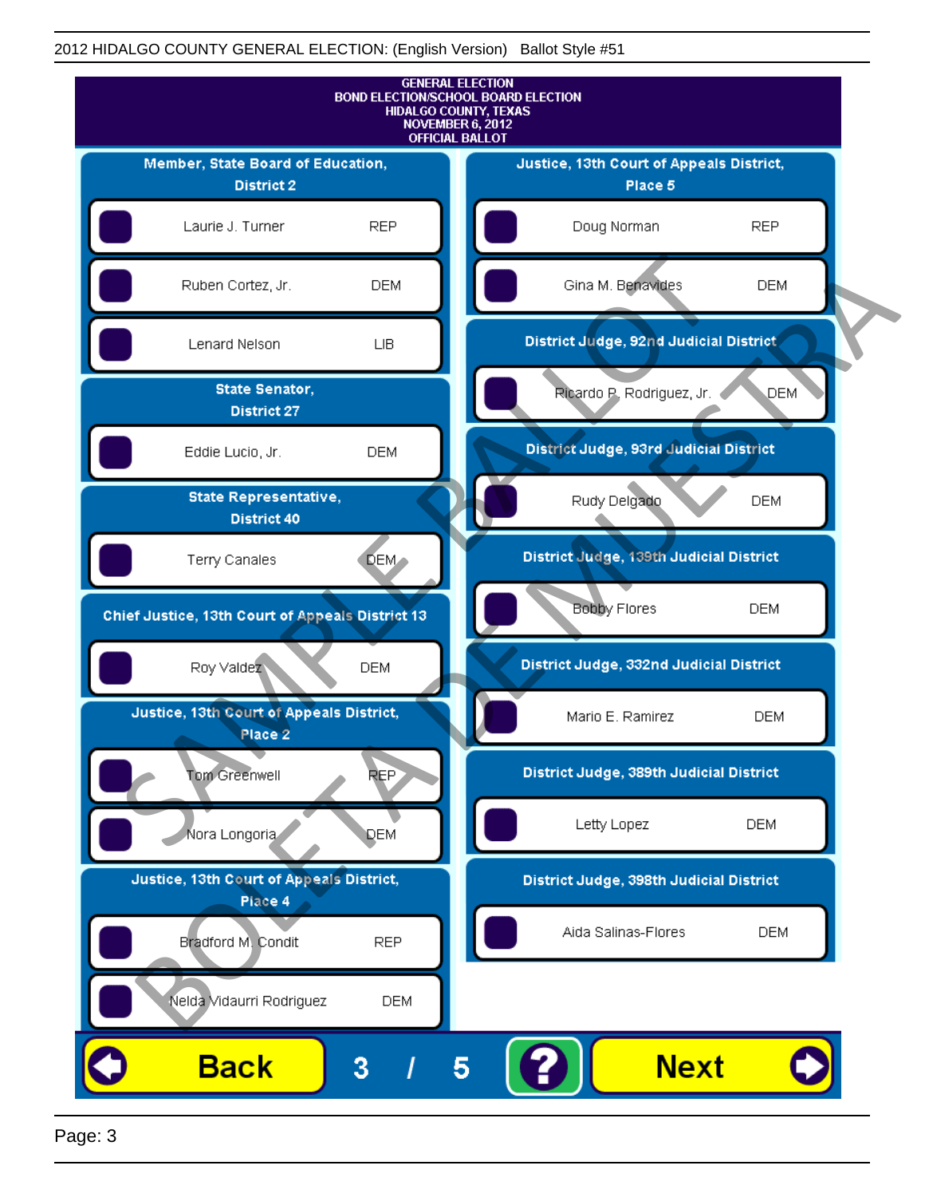GENERAL ELECTION
BOND ELECTION/SCHOOL BOARD ELECTION
HIDALGO COUNTY, TEXAS
NOVEMBER 6, 2012
OFFICIAL BALLOT

### Member, State Board of Education, District 2

| Candidate | Party |
| --- | --- |
| Laurie J. Turner | REP |
| Ruben Cortez, Jr. | DEM |
| Lenard Nelson | LIB |

### State Senator, District 27

| Candidate | Party |
| --- | --- |
| Eddie Lucio, Jr. | DEM |

### State Representative, District 40

| Candidate | Party |
| --- | --- |
| Terry Canales | DEM |

### Chief Justice, 13th Court of Appeals District 13

| Candidate | Party |
| --- | --- |
| Roy Valdez | DEM |

### Justice, 13th Court of Appeals District, Place 2

| Candidate | Party |
| --- | --- |
| Tom Greenwell | REP |
| Nora Longoria | DEM |

### Justice, 13th Court of Appeals District, Place 4

| Candidate | Party |
| --- | --- |
| Bradford M. Condit | REP |
| Nelda Vidaurri Rodriguez | DEM |

### Justice, 13th Court of Appeals District, Place 5

| Candidate | Party |
| --- | --- |
| Doug Norman | REP |
| Gina M. Benavides | DEM |

### District Judge, 92nd Judicial District

| Candidate | Party |
| --- | --- |
| Ricardo P. Rodriguez, Jr. | DEM |

### District Judge, 93rd Judicial District

| Candidate | Party |
| --- | --- |
| Rudy Delgado | DEM |

### District Judge, 139th Judicial District

| Candidate | Party |
| --- | --- |
| Bobby Flores | DEM |

### District Judge, 332nd Judicial District

| Candidate | Party |
| --- | --- |
| Mario E. Ramirez | DEM |

### District Judge, 389th Judicial District

| Candidate | Party |
| --- | --- |
| Letty Lopez | DEM |

### District Judge, 398th Judicial District

| Candidate | Party |
| --- | --- |
| Aida Salinas-Flores | DEM |

Back 3 / 5 ? Next

SAMPLE BALLOT BOLETA DE MUESTRA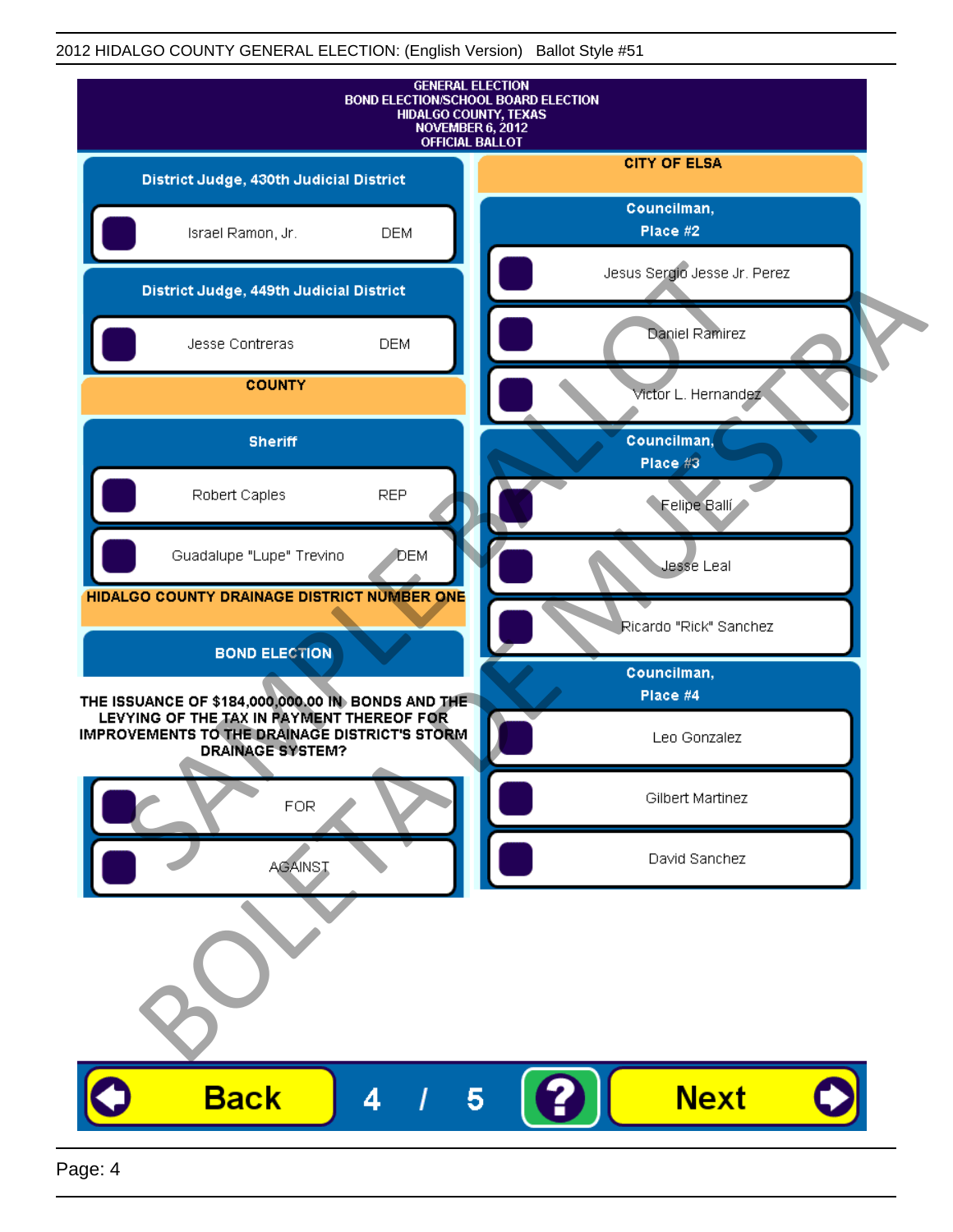2012 HIDALGO COUNTY GENERAL ELECTION: (English Version)   Ballot Style #51

# GENERAL ELECTION
## BOND ELECTION/SCHOOL BOARD ELECTION
## HIDALGO COUNTY, TEXAS
## NOVEMBER 6, 2012
## OFFICIAL BALLOT

### District Judge, 430th Judicial District

- Israel Ramon, Jr. — DEM

### District Judge, 449th Judicial District

- Jesse Contreras — DEM

## COUNTY

### Sheriff

- Robert Caples — REP
- Guadalupe "Lupe" Trevino — DEM

## HIDALGO COUNTY DRAINAGE DISTRICT NUMBER ONE

### BOND ELECTION

THE ISSUANCE OF $184,000,000.00 IN BONDS AND THE LEVYING OF THE TAX IN PAYMENT THEREOF FOR IMPROVEMENTS TO THE DRAINAGE DISTRICT'S STORM DRAINAGE SYSTEM?

- FOR
- AGAINST

## CITY OF ELSA

### Councilman, Place #2

- Jesus Sergio Jesse Jr. Perez
- Daniel Ramirez
- Victor L. Hernandez

### Councilman, Place #3

- Felipe Ballí
- Jesse Leal
- Ricardo "Rick" Sanchez

### Councilman, Place #4

- Leo Gonzalez
- Gilbert Martinez
- David Sanchez

SAMPLE BALLOT
BOLETA DE MUESTRA

Back   4 / 5   ?   Next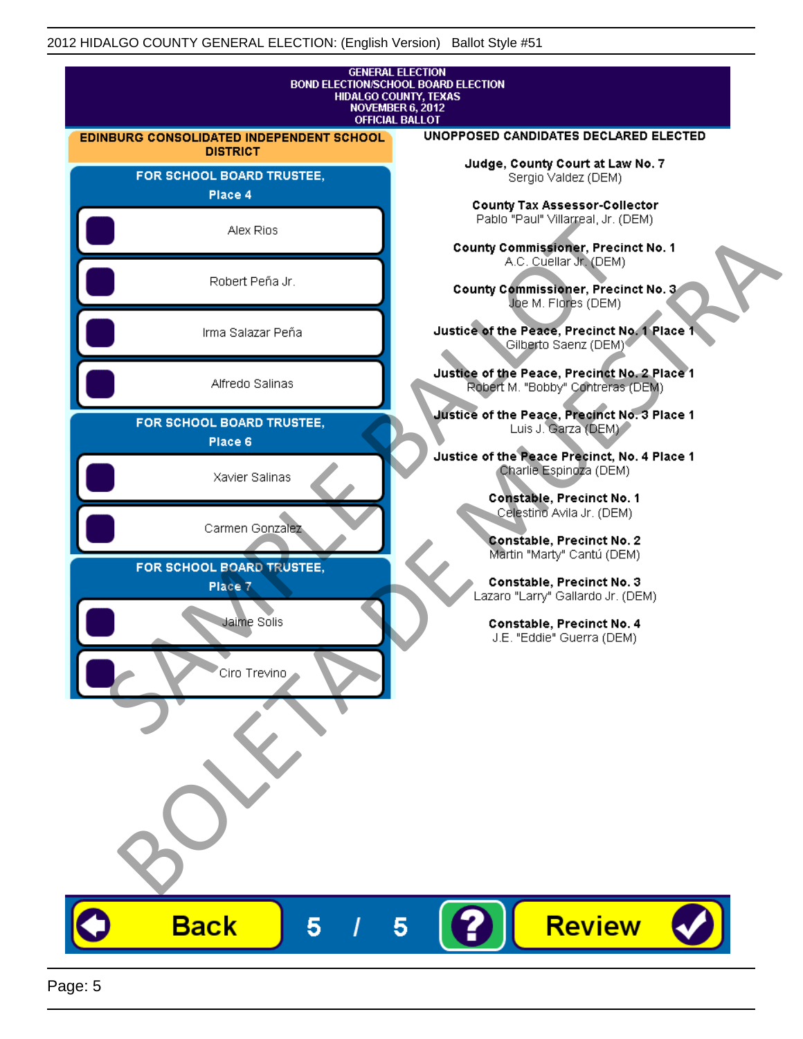2012 HIDALGO COUNTY GENERAL ELECTION: (English Version) Ballot Style #51

# GENERAL ELECTION
## BOND ELECTION/SCHOOL BOARD ELECTION
## HIDALGO COUNTY, TEXAS
## NOVEMBER 6, 2012
## OFFICIAL BALLOT

## EDINBURG CONSOLIDATED INDEPENDENT SCHOOL DISTRICT

### FOR SCHOOL BOARD TRUSTEE, Place 4

- Alex Rios
- Robert Peña Jr.
- Irma Salazar Peña
- Alfredo Salinas

### FOR SCHOOL BOARD TRUSTEE, Place 6

- Xavier Salinas
- Carmen Gonzalez

### FOR SCHOOL BOARD TRUSTEE, Place 7

- Jaime Solis
- Ciro Trevino

## UNOPPOSED CANDIDATES DECLARED ELECTED

**Judge, County Court at Law No. 7**
Sergio Valdez (DEM)

**County Tax Assessor-Collector**
Pablo "Paul" Villarreal, Jr. (DEM)

**County Commissioner, Precinct No. 1**
A.C. Cuellar Jr. (DEM)

**County Commissioner, Precinct No. 3**
Joe M. Flores (DEM)

**Justice of the Peace, Precinct No. 1 Place 1**
Gilberto Saenz (DEM)

**Justice of the Peace, Precinct No. 2 Place 1**
Robert M. "Bobby" Contreras (DEM)

**Justice of the Peace, Precinct No. 3 Place 1**
Luis J. Garza (DEM)

**Justice of the Peace Precinct, No. 4 Place 1**
Charlie Espinoza (DEM)

**Constable, Precinct No. 1**
Celestino Avila Jr. (DEM)

**Constable, Precinct No. 2**
Martin "Marty" Cantú (DEM)

**Constable, Precinct No. 3**
Lazaro "Larry" Gallardo Jr. (DEM)

**Constable, Precinct No. 4**
J.E. "Eddie" Guerra (DEM)

SAMPLE BALLOT
BOLETA DE MUESTRA

Back | 5 / 5 | ? | Review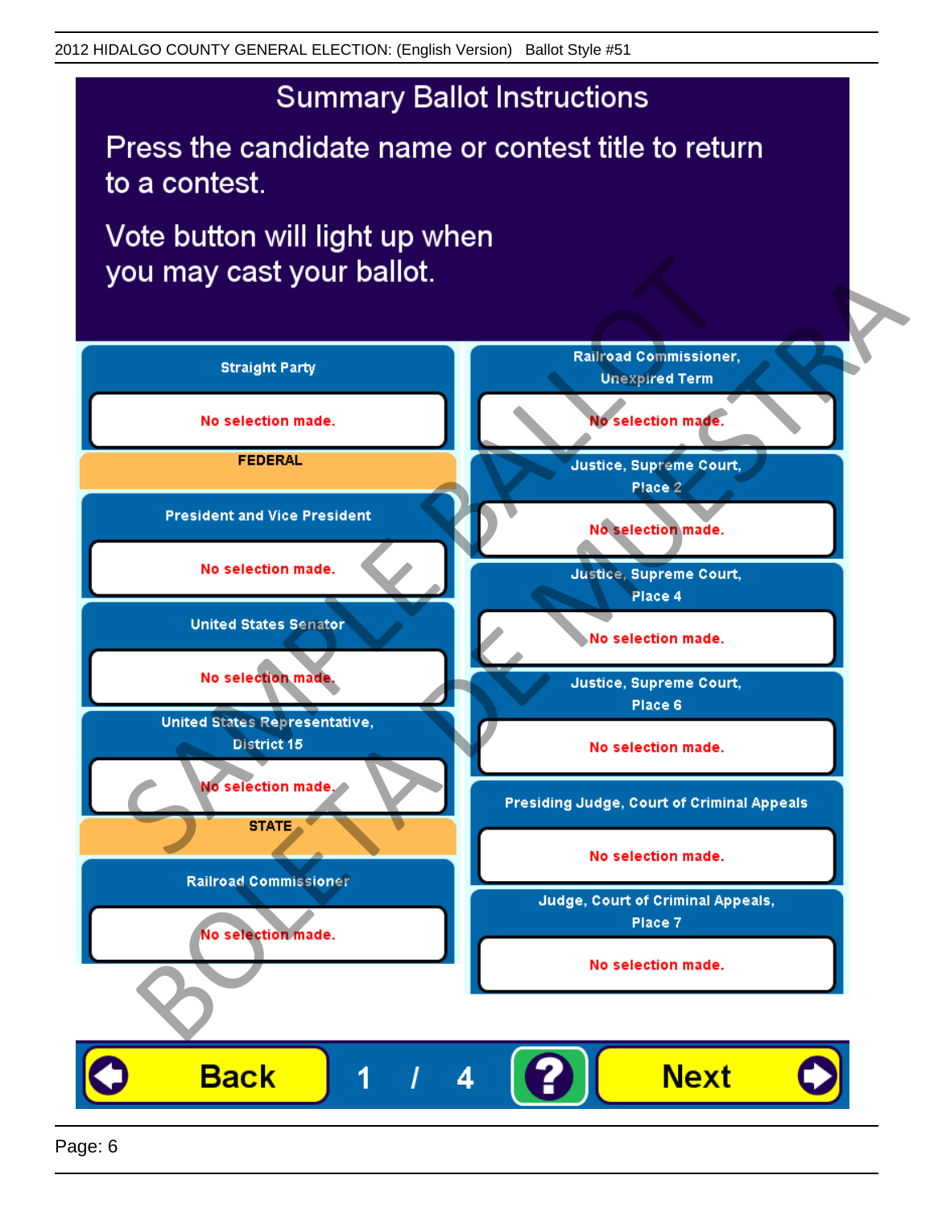# Summary Ballot Instructions

Press the candidate name or contest title to return to a contest.

Vote button will light up when you may cast your ballot.

**Straight Party**

No selection made.

**FEDERAL**

**President and Vice President**

No selection made.

**United States Senator**

No selection made.

**United States Representative, District 15**

No selection made.

**STATE**

**Railroad Commissioner**

No selection made.

**Railroad Commissioner, Unexpired Term**

No selection made.

**Justice, Supreme Court, Place 2**

No selection made.

**Justice, Supreme Court, Place 4**

No selection made.

**Justice, Supreme Court, Place 6**

No selection made.

**Presiding Judge, Court of Criminal Appeals**

No selection made.

**Judge, Court of Criminal Appeals, Place 7**

No selection made.

Back | 1 / 4 | ? | Next

SAMPLE BALLOT BOLETA DE MUESTRA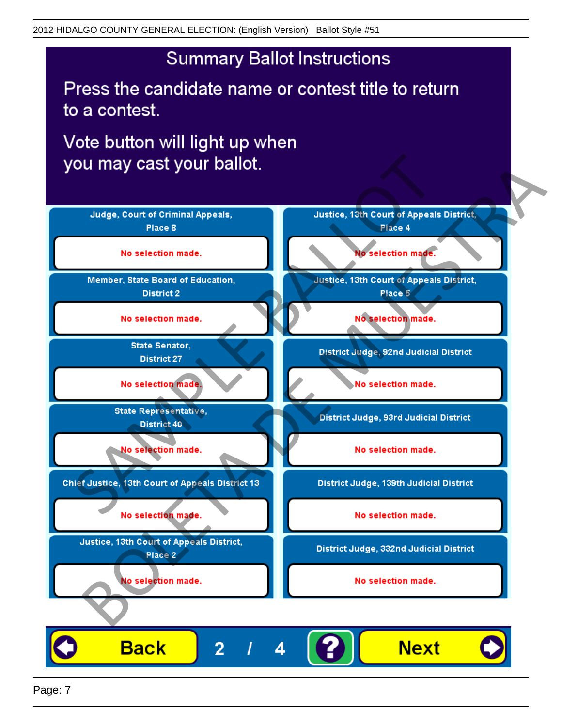# Summary Ballot Instructions

Press the candidate name or contest title to return to a contest.

Vote button will light up when you may cast your ballot.

| Contest | Selection |
| --- | --- |
| Judge, Court of Criminal Appeals, Place 8 | No selection made. |
| Member, State Board of Education, District 2 | No selection made. |
| State Senator, District 27 | No selection made. |
| State Representative, District 40 | No selection made. |
| Chief Justice, 13th Court of Appeals District 13 | No selection made. |
| Justice, 13th Court of Appeals District, Place 2 | No selection made. |
| Justice, 13th Court of Appeals District, Place 4 | No selection made. |
| Justice, 13th Court of Appeals District, Place 5 | No selection made. |
| District Judge, 92nd Judicial District | No selection made. |
| District Judge, 93rd Judicial District | No selection made. |
| District Judge, 139th Judicial District | No selection made. |
| District Judge, 332nd Judicial District | No selection made. |

Back 2 / 4 ? Next

SAMPLE BALLOT BOLETA DE MUESTRA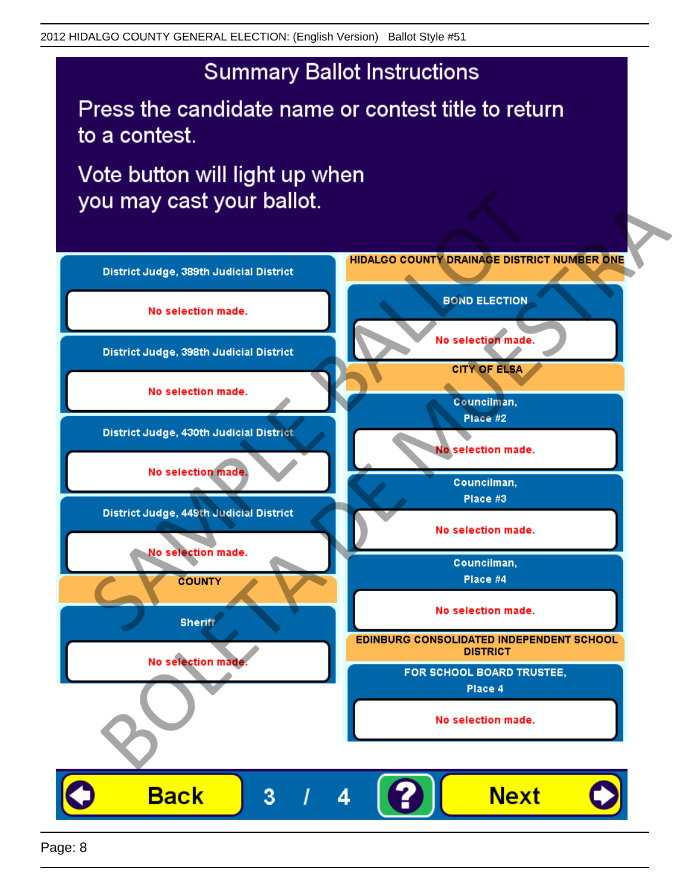## Summary Ballot Instructions

Press the candidate name or contest title to return to a contest.

Vote button will light up when you may cast your ballot.

**District Judge, 389th Judicial District**

No selection made.

**District Judge, 398th Judicial District**

No selection made.

**District Judge, 430th Judicial District**

No selection made.

**District Judge, 449th Judicial District**

No selection made.

**COUNTY**

**Sheriff**

No selection made.

**HIDALGO COUNTY DRAINAGE DISTRICT NUMBER ONE**

**BOND ELECTION**

No selection made.

**CITY OF ELSA**

**Councilman, Place #2**

No selection made.

**Councilman, Place #3**

No selection made.

**Councilman, Place #4**

No selection made.

**EDINBURG CONSOLIDATED INDEPENDENT SCHOOL DISTRICT**

**FOR SCHOOL BOARD TRUSTEE, Place 4**

No selection made.

Back 3 / 4 ? Next

SAMPLE BALLOT
BOLETA DE MUESTRA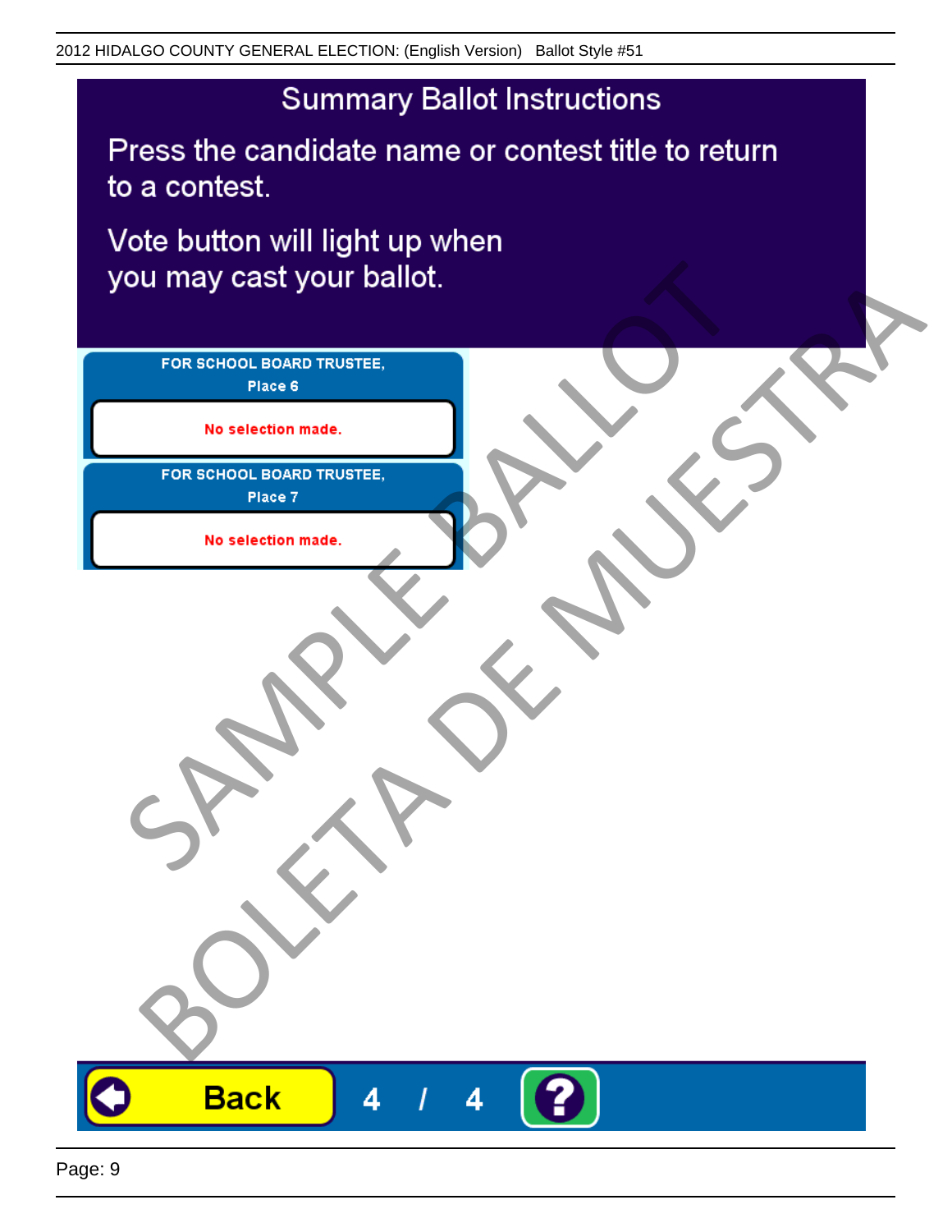# Summary Ballot Instructions

Press the candidate name or contest title to return to a contest.

Vote button will light up when you may cast your ballot.

**FOR SCHOOL BOARD TRUSTEE, Place 6**

No selection made.

**FOR SCHOOL BOARD TRUSTEE, Place 7**

No selection made.

SAMPLE BALLOT

BOLETA DE MUESTRA

Back

4 / 4

?